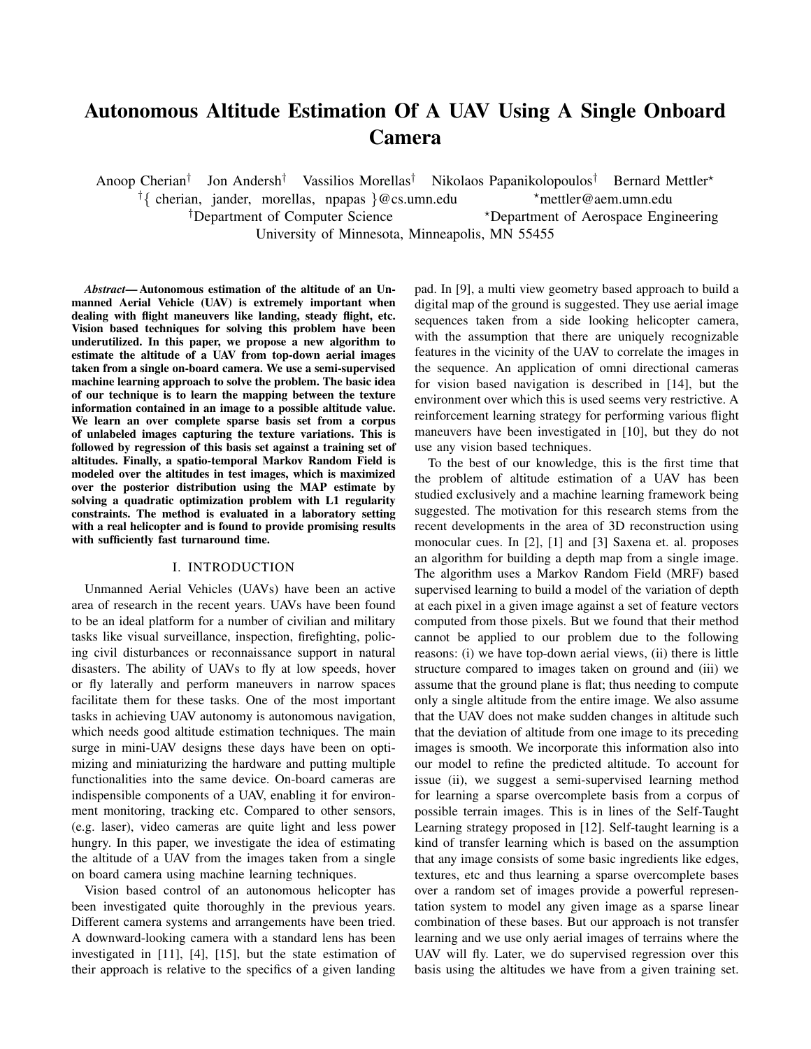# Autonomous Altitude Estimation Of A UAV Using A Single Onboard Camera

Anoop Cherian[†] Jon Andersh[†] Vassilios Morellas[†] Nikolaos Papanikolopoulos[†] Bernard Mettler[⋆]

[†]{ cherian, jander, morellas, npapas }@cs.umn.edu [⋆]mettler@aem.umn.edu

[†]Department of Computer Science [⋆]Department of Aerospace Engineering

University of Minnesota, Minneapolis, MN 55455

***Abstract*— Autonomous estimation of the altitude of an Unmanned Aerial Vehicle (UAV) is extremely important when dealing with flight maneuvers like landing, steady flight, etc. Vision based techniques for solving this problem have been underutilized. In this paper, we propose a new algorithm to estimate the altitude of a UAV from top-down aerial images taken from a single on-board camera. We use a semi-supervised machine learning approach to solve the problem. The basic idea of our technique is to learn the mapping between the texture information contained in an image to a possible altitude value. We learn an over complete sparse basis set from a corpus of unlabeled images capturing the texture variations. This is followed by regression of this basis set against a training set of altitudes. Finally, a spatio-temporal Markov Random Field is modeled over the altitudes in test images, which is maximized over the posterior distribution using the MAP estimate by solving a quadratic optimization problem with L1 regularity constraints. The method is evaluated in a laboratory setting with a real helicopter and is found to provide promising results with sufficiently fast turnaround time.**

## I. INTRODUCTION

Unmanned Aerial Vehicles (UAVs) have been an active area of research in the recent years. UAVs have been found to be an ideal platform for a number of civilian and military tasks like visual surveillance, inspection, firefighting, policing civil disturbances or reconnaissance support in natural disasters. The ability of UAVs to fly at low speeds, hover or fly laterally and perform maneuvers in narrow spaces facilitate them for these tasks. One of the most important tasks in achieving UAV autonomy is autonomous navigation, which needs good altitude estimation techniques. The main surge in mini-UAV designs these days have been on optimizing and miniaturizing the hardware and putting multiple functionalities into the same device. On-board cameras are indispensible components of a UAV, enabling it for environment monitoring, tracking etc. Compared to other sensors, (e.g. laser), video cameras are quite light and less power hungry. In this paper, we investigate the idea of estimating the altitude of a UAV from the images taken from a single on board camera using machine learning techniques.

Vision based control of an autonomous helicopter has been investigated quite thoroughly in the previous years. Different camera systems and arrangements have been tried. A downward-looking camera with a standard lens has been investigated in [11], [4], [15], but the state estimation of their approach is relative to the specifics of a given landing pad. In [9], a multi view geometry based approach to build a digital map of the ground is suggested. They use aerial image sequences taken from a side looking helicopter camera, with the assumption that there are uniquely recognizable features in the vicinity of the UAV to correlate the images in the sequence. An application of omni directional cameras for vision based navigation is described in [14], but the environment over which this is used seems very restrictive. A reinforcement learning strategy for performing various flight maneuvers have been investigated in [10], but they do not use any vision based techniques.

To the best of our knowledge, this is the first time that the problem of altitude estimation of a UAV has been studied exclusively and a machine learning framework being suggested. The motivation for this research stems from the recent developments in the area of 3D reconstruction using monocular cues. In [2], [1] and [3] Saxena et. al. proposes an algorithm for building a depth map from a single image. The algorithm uses a Markov Random Field (MRF) based supervised learning to build a model of the variation of depth at each pixel in a given image against a set of feature vectors computed from those pixels. But we found that their method cannot be applied to our problem due to the following reasons: (i) we have top-down aerial views, (ii) there is little structure compared to images taken on ground and (iii) we assume that the ground plane is flat; thus needing to compute only a single altitude from the entire image. We also assume that the UAV does not make sudden changes in altitude such that the deviation of altitude from one image to its preceding images is smooth. We incorporate this information also into our model to refine the predicted altitude. To account for issue (ii), we suggest a semi-supervised learning method for learning a sparse overcomplete basis from a corpus of possible terrain images. This is in lines of the Self-Taught Learning strategy proposed in [12]. Self-taught learning is a kind of transfer learning which is based on the assumption that any image consists of some basic ingredients like edges, textures, etc and thus learning a sparse overcomplete bases over a random set of images provide a powerful representation system to model any given image as a sparse linear combination of these bases. But our approach is not transfer learning and we use only aerial images of terrains where the UAV will fly. Later, we do supervised regression over this basis using the altitudes we have from a given training set.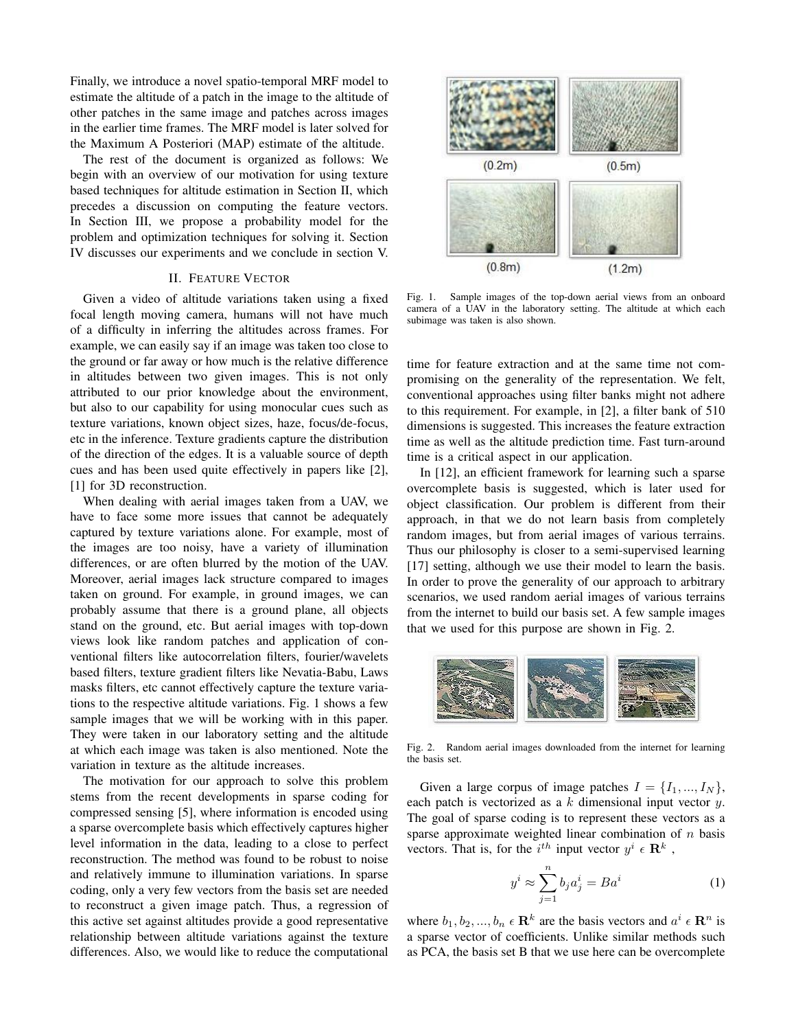Finally, we introduce a novel spatio-temporal MRF model to estimate the altitude of a patch in the image to the altitude of other patches in the same image and patches across images in the earlier time frames. The MRF model is later solved for the Maximum A Posteriori (MAP) estimate of the altitude.

The rest of the document is organized as follows: We begin with an overview of our motivation for using texture based techniques for altitude estimation in Section II, which precedes a discussion on computing the feature vectors. In Section III, we propose a probability model for the problem and optimization techniques for solving it. Section IV discusses our experiments and we conclude in section V.

## II. Feature Vector

Given a video of altitude variations taken using a fixed focal length moving camera, humans will not have much of a difficulty in inferring the altitudes across frames. For example, we can easily say if an image was taken too close to the ground or far away or how much is the relative difference in altitudes between two given images. This is not only attributed to our prior knowledge about the environment, but also to our capability for using monocular cues such as texture variations, known object sizes, haze, focus/de-focus, etc in the inference. Texture gradients capture the distribution of the direction of the edges. It is a valuable source of depth cues and has been used quite effectively in papers like [2], [1] for 3D reconstruction.

When dealing with aerial images taken from a UAV, we have to face some more issues that cannot be adequately captured by texture variations alone. For example, most of the images are too noisy, have a variety of illumination differences, or are often blurred by the motion of the UAV. Moreover, aerial images lack structure compared to images taken on ground. For example, in ground images, we can probably assume that there is a ground plane, all objects stand on the ground, etc. But aerial images with top-down views look like random patches and application of conventional filters like autocorrelation filters, fourier/wavelets based filters, texture gradient filters like Nevatia-Babu, Laws masks filters, etc cannot effectively capture the texture variations to the respective altitude variations. Fig. 1 shows a few sample images that we will be working with in this paper. They were taken in our laboratory setting and the altitude at which each image was taken is also mentioned. Note the variation in texture as the altitude increases.

The motivation for our approach to solve this problem stems from the recent developments in sparse coding for compressed sensing [5], where information is encoded using a sparse overcomplete basis which effectively captures higher level information in the data, leading to a close to perfect reconstruction. The method was found to be robust to noise and relatively immune to illumination variations. In sparse coding, only a very few vectors from the basis set are needed to reconstruct a given image patch. Thus, a regression of this active set against altitudes provide a good representative relationship between altitude variations against the texture differences. Also, we would like to reduce the computational time for feature extraction and at the same time not compromising on the generality of the representation. We felt, conventional approaches using filter banks might not adhere to this requirement. For example, in [2], a filter bank of 510 dimensions is suggested. This increases the feature extraction time as well as the altitude prediction time. Fast turn-around time is a critical aspect in our application.

(0.2m)

(0.5m)

(0.8m)

(1.2m)

Fig. 1. Sample images of the top-down aerial views from an onboard camera of a UAV in the laboratory setting. The altitude at which each subimage was taken is also shown.

In [12], an efficient framework for learning such a sparse overcomplete basis is suggested, which is later used for object classification. Our problem is different from their approach, in that we do not learn basis from completely random images, but from aerial images of various terrains. Thus our philosophy is closer to a semi-supervised learning [17] setting, although we use their model to learn the basis. In order to prove the generality of our approach to arbitrary scenarios, we used random aerial images of various terrains from the internet to build our basis set. A few sample images that we used for this purpose are shown in Fig. 2.

Fig. 2. Random aerial images downloaded from the internet for learning the basis set.

Given a large corpus of image patches $I = \{I_1, ..., I_N\}$, each patch is vectorized as a $k$ dimensional input vector $y$. The goal of sparse coding is to represent these vectors as a sparse approximate weighted linear combination of $n$ basis vectors. That is, for the $i^{th}$ input vector $y^i \; \epsilon \; \mathbf{R}^k$ ,

$$y^i \approx \sum_{j=1}^{n} b_j a_j^i = Ba^i \tag{1}$$

where $b_1, b_2, ..., b_n \; \epsilon \; \mathbf{R}^k$ are the basis vectors and $a^i \; \epsilon \; \mathbf{R}^n$ is a sparse vector of coefficients. Unlike similar methods such as PCA, the basis set B that we use here can be overcomplete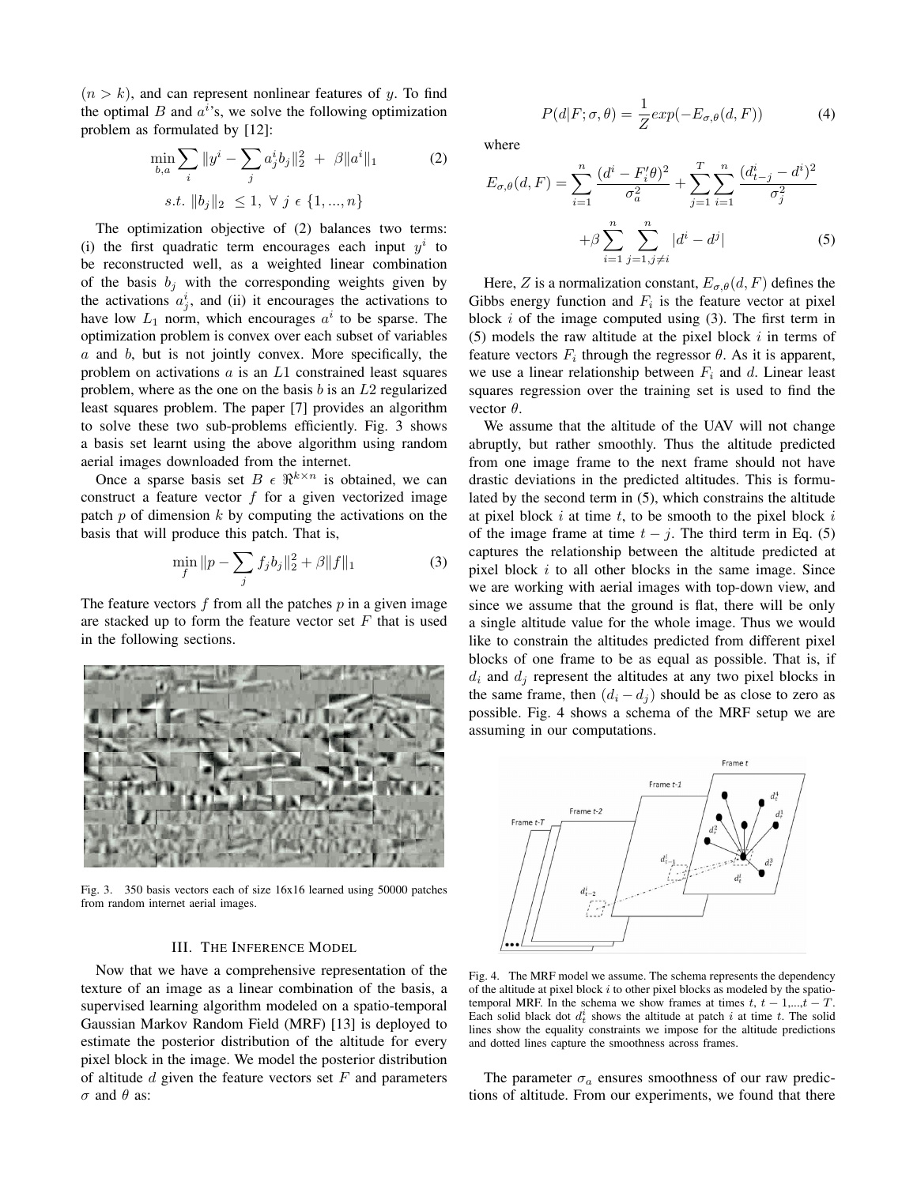($n > k$), and can represent nonlinear features of $y$. To find the optimal $B$ and $a^i$'s, we solve the following optimization problem as formulated by [12]:

$$\min_{b,a} \sum_i \|y^i - \sum_j a^i_j b_j\|_2^2 \ + \ \beta \|a^i\|_1 \tag{2}$$
$$s.t. \ \|b_j\|_2 \ \leq 1, \ \forall \ j \ \epsilon \ \{1, ..., n\}$$

The optimization objective of (2) balances two terms: (i) the first quadratic term encourages each input $y^i$ to be reconstructed well, as a weighted linear combination of the basis $b_j$ with the corresponding weights given by the activations $a^i_j$, and (ii) it encourages the activations to have low $L_1$ norm, which encourages $a^i$ to be sparse. The optimization problem is convex over each subset of variables $a$ and $b$, but is not jointly convex. More specifically, the problem on activations $a$ is an $L1$ constrained least squares problem, where as the one on the basis $b$ is an $L2$ regularized least squares problem. The paper [7] provides an algorithm to solve these two sub-problems efficiently. Fig. 3 shows a basis set learnt using the above algorithm using random aerial images downloaded from the internet.

Once a sparse basis set $B \ \epsilon \ \Re^{k \times n}$ is obtained, we can construct a feature vector $f$ for a given vectorized image patch $p$ of dimension $k$ by computing the activations on the basis that will produce this patch. That is,

$$\min_f \|p - \sum_j f_j b_j\|_2^2 + \beta \|f\|_1 \tag{3}$$

The feature vectors $f$ from all the patches $p$ in a given image are stacked up to form the feature vector set $F$ that is used in the following sections.

Fig. 3. 350 basis vectors each of size 16x16 learned using 50000 patches from random internet aerial images.

## III. The Inference Model

Now that we have a comprehensive representation of the texture of an image as a linear combination of the basis, a supervised learning algorithm modeled on a spatio-temporal Gaussian Markov Random Field (MRF) [13] is deployed to estimate the posterior distribution of the altitude for every pixel block in the image. We model the posterior distribution of altitude $d$ given the feature vectors set $F$ and parameters $\sigma$ and $\theta$ as:

$$P(d|F; \sigma, \theta) = \frac{1}{Z} exp(-E_{\sigma,\theta}(d, F)) \tag{4}$$

where

$$E_{\sigma,\theta}(d, F) = \sum_{i=1}^{n} \frac{(d^i - F_i' \theta)^2}{\sigma_a^2} + \sum_{j=1}^{T} \sum_{i=1}^{n} \frac{(d^i_{t-j} - d^i)^2}{\sigma_j^2}$$
$$+ \beta \sum_{i=1}^{n} \sum_{j=1, j \neq i}^{n} |d^i - d^j| \tag{5}$$

Here, $Z$ is a normalization constant, $E_{\sigma,\theta}(d, F)$ defines the Gibbs energy function and $F_i$ is the feature vector at pixel block $i$ of the image computed using (3). The first term in (5) models the raw altitude at the pixel block $i$ in terms of feature vectors $F_i$ through the regressor $\theta$. As it is apparent, we use a linear relationship between $F_i$ and $d$. Linear least squares regression over the training set is used to find the vector $\theta$.

We assume that the altitude of the UAV will not change abruptly, but rather smoothly. Thus the altitude predicted from one image frame to the next frame should not have drastic deviations in the predicted altitudes. This is formulated by the second term in (5), which constrains the altitude at pixel block $i$ at time $t$, to be smooth to the pixel block $i$ of the image frame at time $t - j$. The third term in Eq. (5) captures the relationship between the altitude predicted at pixel block $i$ to all other blocks in the same image. Since we are working with aerial images with top-down view, and since we assume that the ground is flat, there will be only a single altitude value for the whole image. Thus we would like to constrain the altitudes predicted from different pixel blocks of one frame to be as equal as possible. That is, if $d_i$ and $d_j$ represent the altitudes at any two pixel blocks in the same frame, then $(d_i - d_j)$ should be as close to zero as possible. Fig. 4 shows a schema of the MRF setup we are assuming in our computations.

Fig. 4. The MRF model we assume. The schema represents the dependency of the altitude at pixel block $i$ to other pixel blocks as modeled by the spatio-temporal MRF. In the schema we show frames at times $t$, $t-1$,...,$t-T$. Each solid black dot $d^i_t$ shows the altitude at patch $i$ at time $t$. The solid lines show the equality constraints we impose for the altitude predictions and dotted lines capture the smoothness across frames.

The parameter $\sigma_a$ ensures smoothness of our raw predictions of altitude. From our experiments, we found that there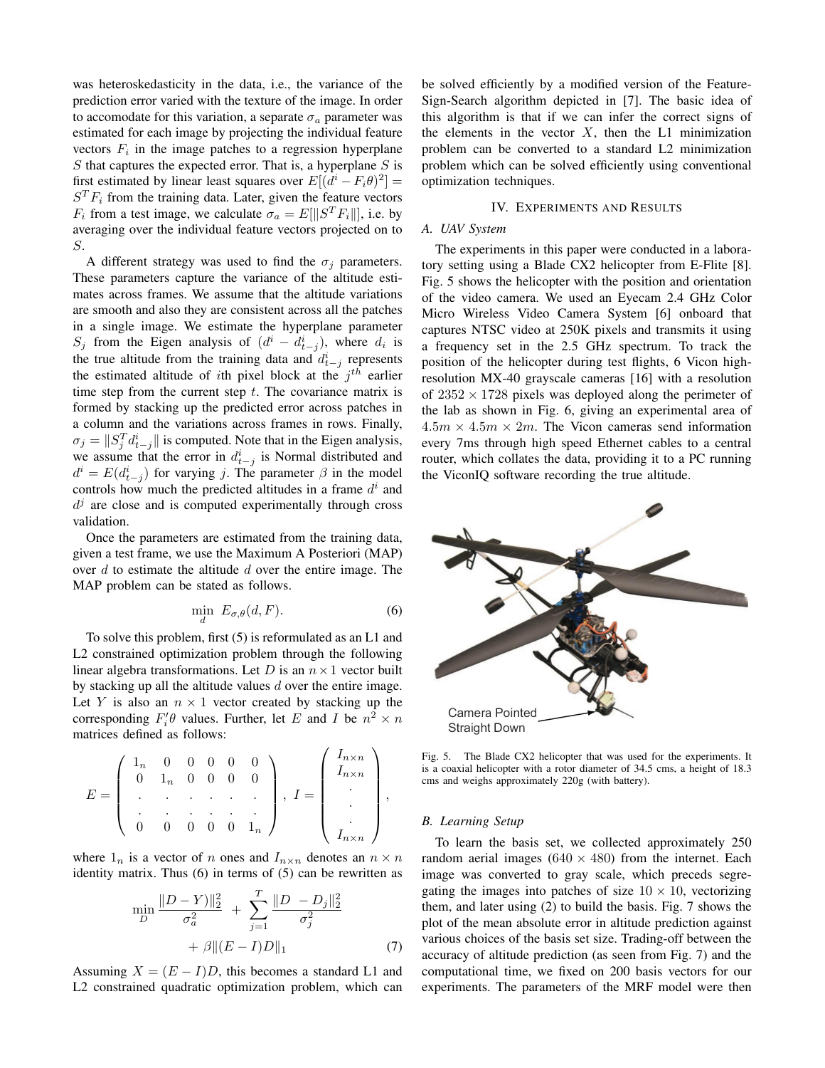was heteroskedasticity in the data, i.e., the variance of the prediction error varied with the texture of the image. In order to accomodate for this variation, a separate $\sigma_a$ parameter was estimated for each image by projecting the individual feature vectors $F_i$ in the image patches to a regression hyperplane $S$ that captures the expected error. That is, a hyperplane $S$ is first estimated by linear least squares over $E[(d^i - F_i\theta)^2] = S^T F_i$ from the training data. Later, given the feature vectors $F_i$ from a test image, we calculate $\sigma_a = E[\|S^T F_i\|]$, i.e. by averaging over the individual feature vectors projected on to $S$.

A different strategy was used to find the $\sigma_j$ parameters. These parameters capture the variance of the altitude estimates across frames. We assume that the altitude variations are smooth and also they are consistent across all the patches in a single image. We estimate the hyperplane parameter $S_j$ from the Eigen analysis of $(d^i - d^i_{t-j})$, where $d_i$ is the true altitude from the training data and $d^i_{t-j}$ represents the estimated altitude of $i$th pixel block at the $j^{th}$ earlier time step from the current step $t$. The covariance matrix is formed by stacking up the predicted error across patches in a column and the variations across frames in rows. Finally, $\sigma_j = \|S_j^T d^i_{t-j}\|$ is computed. Note that in the Eigen analysis, we assume that the error in $d^i_{t-j}$ is Normal distributed and $d^i = E(d^i_{t-j})$ for varying $j$. The parameter $\beta$ in the model controls how much the predicted altitudes in a frame $d^i$ and $d^j$ are close and is computed experimentally through cross validation.

Once the parameters are estimated from the training data, given a test frame, we use the Maximum A Posteriori (MAP) over $d$ to estimate the altitude $d$ over the entire image. The MAP problem can be stated as follows.

$$\min_{d} \; E_{\sigma,\theta}(d, F). \tag{6}$$

To solve this problem, first (5) is reformulated as an L1 and L2 constrained optimization problem through the following linear algebra transformations. Let $D$ is an $n \times 1$ vector built by stacking up all the altitude values $d$ over the entire image. Let $Y$ is also an $n \times 1$ vector created by stacking up the corresponding $F_i'\theta$ values. Further, let $E$ and $I$ be $n^2 \times n$ matrices defined as follows:

$$E = \begin{pmatrix} 1_n & 0 & 0 & 0 & 0 & 0 \\ 0 & 1_n & 0 & 0 & 0 & 0 \\ . & . & . & . & . & . \\ . & . & . & . & . & . \\ 0 & 0 & 0 & 0 & 0 & 1_n \end{pmatrix}, \; I = \begin{pmatrix} I_{n\times n} \\ I_{n\times n} \\ . \\ . \\ . \\ I_{n\times n} \end{pmatrix},$$

where $1_n$ is a vector of $n$ ones and $I_{n\times n}$ denotes an $n \times n$ identity matrix. Thus (6) in terms of (5) can be rewritten as

$$\min_{D} \frac{\|D - Y)\|_2^2}{\sigma_a^2} + \sum_{j=1}^{T} \frac{\|D - D_j\|_2^2}{\sigma_j^2} + \beta \|(E - I)D\|_1 \tag{7}$$

Assuming $X = (E - I)D$, this becomes a standard L1 and L2 constrained quadratic optimization problem, which can be solved efficiently by a modified version of the Feature-Sign-Search algorithm depicted in [7]. The basic idea of this algorithm is that if we can infer the correct signs of the elements in the vector $X$, then the L1 minimization problem can be converted to a standard L2 minimization problem which can be solved efficiently using conventional optimization techniques.

## IV. Experiments and Results

### A. UAV System

The experiments in this paper were conducted in a laboratory setting using a Blade CX2 helicopter from E-Flite [8]. Fig. 5 shows the helicopter with the position and orientation of the video camera. We used an Eyecam 2.4 GHz Color Micro Wireless Video Camera System [6] onboard that captures NTSC video at 250K pixels and transmits it using a frequency set in the 2.5 GHz spectrum. To track the position of the helicopter during test flights, 6 Vicon high-resolution MX-40 grayscale cameras [16] with a resolution of $2352 \times 1728$ pixels was deployed along the perimeter of the lab as shown in Fig. 6, giving an experimental area of $4.5m \times 4.5m \times 2m$. The Vicon cameras send information every 7ms through high speed Ethernet cables to a central router, which collates the data, providing it to a PC running the ViconIQ software recording the true altitude.

Camera Pointed Straight Down

Fig. 5. The Blade CX2 helicopter that was used for the experiments. It is a coaxial helicopter with a rotor diameter of 34.5 cms, a height of 18.3 cms and weighs approximately 220g (with battery).

### B. Learning Setup

To learn the basis set, we collected approximately 250 random aerial images ($640 \times 480$) from the internet. Each image was converted to gray scale, which preceds segregating the images into patches of size $10 \times 10$, vectorizing them, and later using (2) to build the basis. Fig. 7 shows the plot of the mean absolute error in altitude prediction against various choices of the basis set size. Trading-off between the accuracy of altitude prediction (as seen from Fig. 7) and the computational time, we fixed on 200 basis vectors for our experiments. The parameters of the MRF model were then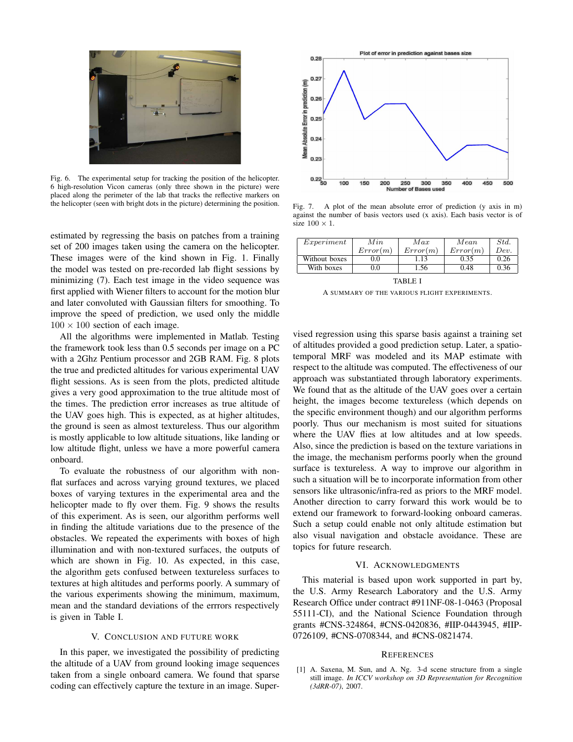Fig. 6. The experimental setup for tracking the position of the helicopter. 6 high-resolution Vicon cameras (only three shown in the picture) were placed along the perimeter of the lab that tracks the reflective markers on the helicopter (seen with bright dots in the picture) determining the position.

Fig. 7. A plot of the mean absolute error of prediction (y axis in m) against the number of basis vectors used (x axis). Each basis vector is of size $100 \times 1$.

estimated by regressing the basis on patches from a training set of 200 images taken using the camera on the helicopter. These images were of the kind shown in Fig. 1. Finally the model was tested on pre-recorded lab flight sessions by minimizing (7). Each test image in the video sequence was first applied with Wiener filters to account for the motion blur and later convoluted with Gaussian filters for smoothing. To improve the speed of prediction, we used only the middle $100 \times 100$ section of each image.

All the algorithms were implemented in Matlab. Testing the framework took less than 0.5 seconds per image on a PC with a 2Ghz Pentium processor and 2GB RAM. Fig. 8 plots the true and predicted altitudes for various experimental UAV flight sessions. As is seen from the plots, predicted altitude gives a very good approximation to the true altitude most of the times. The prediction error increases as true altitude of the UAV goes high. This is expected, as at higher altitudes, the ground is seen as almost textureless. Thus our algorithm is mostly applicable to low altitude situations, like landing or low altitude flight, unless we have a more powerful camera onboard.

To evaluate the robustness of our algorithm with non-flat surfaces and across varying ground textures, we placed boxes of varying textures in the experimental area and the helicopter made to fly over them. Fig. 9 shows the results of this experiment. As is seen, our algorithm performs well in finding the altitude variations due to the presence of the obstacles. We repeated the experiments with boxes of high illumination and with non-textured surfaces, the outputs of which are shown in Fig. 10. As expected, in this case, the algorithm gets confused between textureless surfaces to textures at high altitudes and performs poorly. A summary of the various experiments showing the minimum, maximum, mean and the standard deviations of the errrors respectively is given in Table I.

| *Experiment* | *Min Error(m)* | *Max Error(m)* | *Mean Error(m)* | *Std. Dev.* |
|---|---|---|---|---|
| Without boxes | 0.0 | 1.13 | 0.35 | 0.26 |
| With boxes | 0.0 | 1.56 | 0.48 | 0.36 |

TABLE I

A SUMMARY OF THE VARIOUS FLIGHT EXPERIMENTS.

## V. Conclusion and Future Work

In this paper, we investigated the possibility of predicting the altitude of a UAV from ground looking image sequences taken from a single onboard camera. We found that sparse coding can effectively capture the texture in an image. Supervised regression using this sparse basis against a training set of altitudes provided a good prediction setup. Later, a spatio-temporal MRF was modeled and its MAP estimate with respect to the altitude was computed. The effectiveness of our approach was substantiated through laboratory experiments. We found that as the altitude of the UAV goes over a certain height, the images become textureless (which depends on the specific environment though) and our algorithm performs poorly. Thus our mechanism is most suited for situations where the UAV flies at low altitudes and at low speeds. Also, since the prediction is based on the texture variations in the image, the mechanism performs poorly when the ground surface is textureless. A way to improve our algorithm in such a situation will be to incorporate information from other sensors like ultrasonic/infra-red as priors to the MRF model. Another direction to carry forward this work would be to extend our framework to forward-looking onboard cameras. Such a setup could enable not only altitude estimation but also visual navigation and obstacle avoidance. These are topics for future research.

## VI. Acknowledgments

This material is based upon work supported in part by, the U.S. Army Research Laboratory and the U.S. Army Research Office under contract #911NF-08-1-0463 (Proposal 55111-CI), and the National Science Foundation through grants #CNS-324864, #CNS-0420836, #IIP-0443945, #IIP-0726109, #CNS-0708344, and #CNS-0821474.

## References

[1] A. Saxena, M. Sun, and A. Ng. 3-d scene structure from a single still image. *In ICCV workshop on 3D Representation for Recognition (3dRR-07)*, 2007.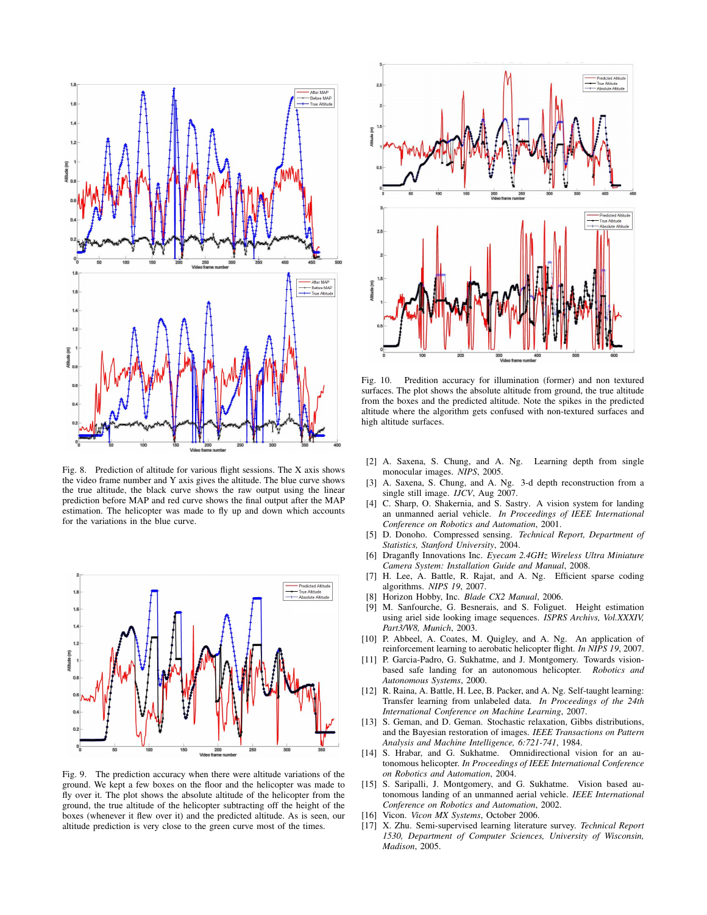After MAP
Before MAP
True Altitude

Altitude (m)

Video frame number

After MAP
Before MAP
True Altitude

Altitude (m)

Video frame number

Fig. 8. Prediction of altitude for various flight sessions. The X axis shows the video frame number and Y axis gives the altitude. The blue curve shows the true altitude, the black curve shows the raw output using the linear prediction before MAP and red curve shows the final output after the MAP estimation. The helicopter was made to fly up and down which accounts for the variations in the blue curve.

Predicted Altitude
True Altitude
Absolute Altitude

Altitude (m)

Video frame number

Fig. 9. The prediction accuracy when there were altitude variations of the ground. We kept a few boxes on the floor and the helicopter was made to fly over it. The plot shows the absolute altitude of the helicopter from the ground, the true altitude of the helicopter subtracting off the height of the boxes (whenever it flew over it) and the predicted altitude. As is seen, our altitude prediction is very close to the green curve most of the times.

Predicted Altitude
True Altitude
Absolute Altitude

Altitude (m)

Video frame number

Predicted Altitude
True Altitude
Absolute Altitude

Altitude (m)

Video frame number

Fig. 10. Predition accuracy for illumination (former) and non textured surfaces. The plot shows the absolute altitude from ground, the true altitude from the boxes and the predicted altitude. Note the spikes in the predicted altitude where the algorithm gets confused with non-textured surfaces and high altitude surfaces.

[2] A. Saxena, S. Chung, and A. Ng. Learning depth from single monocular images. *NIPS*, 2005.

[3] A. Saxena, S. Chung, and A. Ng. 3-d depth reconstruction from a single still image. *IJCV*, Aug 2007.

[4] C. Sharp, O. Shakernia, and S. Sastry. A vision system for landing an unmanned aerial vehicle. *In Proceedings of IEEE International Conference on Robotics and Automation*, 2001.

[5] D. Donoho. Compressed sensing. *Technical Report, Department of Statistics, Stanford University*, 2004.

[6] Draganfly Innovations Inc. *Eyecam 2.4GHz Wireless Ultra Miniature Camera System: Installation Guide and Manual*, 2008.

[7] H. Lee, A. Battle, R. Rajat, and A. Ng. Efficient sparse coding algorithms. *NIPS 19*, 2007.

[8] Horizon Hobby, Inc. *Blade CX2 Manual*, 2006.

[9] M. Sanfourche, G. Besnerais, and S. Foliguet. Height estimation using ariel side looking image sequences. *ISPRS Archivs, Vol.XXXIV, Part3/W8, Munich*, 2003.

[10] P. Abbeel, A. Coates, M. Quigley, and A. Ng. An application of reinforcement learning to aerobatic helicopter flight. *In NIPS 19*, 2007.

[11] P. Garcia-Padro, G. Sukhatme, and J. Montgomery. Towards vision-based safe landing for an autonomous helicopter. *Robotics and Autonomous Systems*, 2000.

[12] R. Raina, A. Battle, H. Lee, B. Packer, and A. Ng. Self-taught learning: Transfer learning from unlabeled data. *In Proceedings of the 24th International Conference on Machine Learning*, 2007.

[13] S. Geman, and D. Geman. Stochastic relaxation, Gibbs distributions, and the Bayesian restoration of images. *IEEE Transactions on Pattern Analysis and Machine Intelligence, 6:721-741*, 1984.

[14] S. Hrabar, and G. Sukhatme. Omnidirectional vision for an autonomous helicopter. *In Proceedings of IEEE International Conference on Robotics and Automation*, 2004.

[15] S. Saripalli, J. Montgomery, and G. Sukhatme. Vision based autonomous landing of an unmanned aerial vehicle. *IEEE International Conference on Robotics and Automation*, 2002.

[16] Vicon. *Vicon MX Systems*, October 2006.

[17] X. Zhu. Semi-supervised learning literature survey. *Technical Report 1530, Department of Computer Sciences, University of Wisconsin, Madison*, 2005.